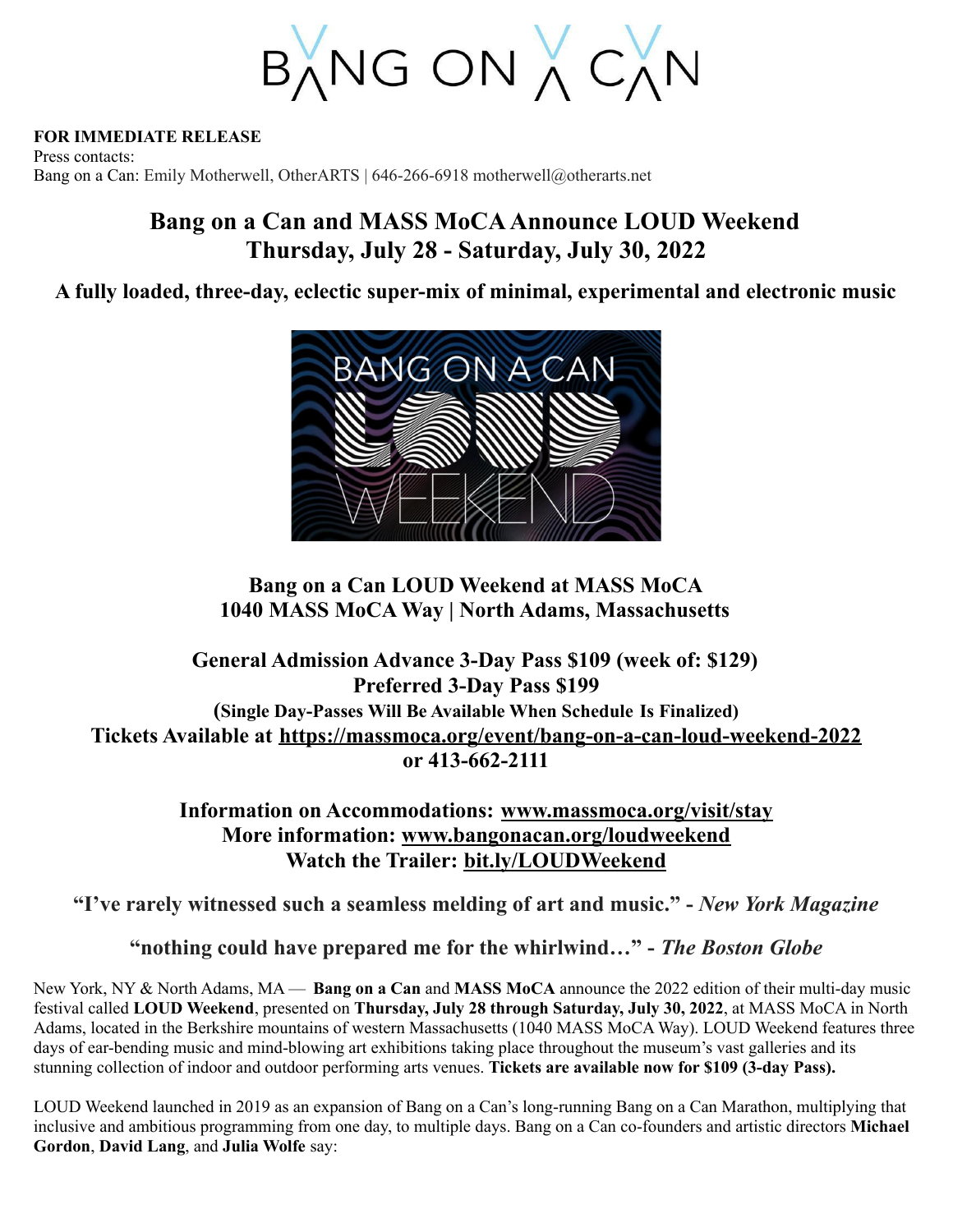**FOR IMMEDIATE RELEASE**
Press contacts:
Bang on a Can: Emily Motherwell, OtherARTS | 646-266-6918 motherwell@otherarts.net

# Bang on a Can and MASS MoCA Announce LOUD Weekend
# Thursday, July 28 - Saturday, July 30, 2022

### A fully loaded, three-day, eclectic super-mix of minimal, experimental and electronic music

**Bang on a Can LOUD Weekend at MASS MoCA**
**1040 MASS MoCA Way | North Adams, Massachusetts**

**General Admission Advance 3-Day Pass $109 (week of: $129)**
**Preferred 3-Day Pass $199**
**(Single Day-Passes Will Be Available When Schedule Is Finalized)**
**Tickets Available at https://massmoca.org/event/bang-on-a-can-loud-weekend-2022 or 413-662-2111**

**Information on Accommodations: www.massmoca.org/visit/stay**
**More information: www.bangonacan.org/loudweekend**
**Watch the Trailer: bit.ly/LOUDWeekend**

**"I've rarely witnessed such a seamless melding of art and music." -** ***New York Magazine***

**"nothing could have prepared me for the whirlwind…" -** ***The Boston Globe***

New York, NY & North Adams, MA — **Bang on a Can** and **MASS MoCA** announce the 2022 edition of their multi-day music festival called **LOUD Weekend**, presented on **Thursday, July 28 through Saturday, July 30, 2022**, at MASS MoCA in North Adams, located in the Berkshire mountains of western Massachusetts (1040 MASS MoCA Way). LOUD Weekend features three days of ear-bending music and mind-blowing art exhibitions taking place throughout the museum's vast galleries and its stunning collection of indoor and outdoor performing arts venues. **Tickets are available now for $109 (3-day Pass).**

LOUD Weekend launched in 2019 as an expansion of Bang on a Can's long-running Bang on a Can Marathon, multiplying that inclusive and ambitious programming from one day, to multiple days. Bang on a Can co-founders and artistic directors **Michael Gordon**, **David Lang**, and **Julia Wolfe** say: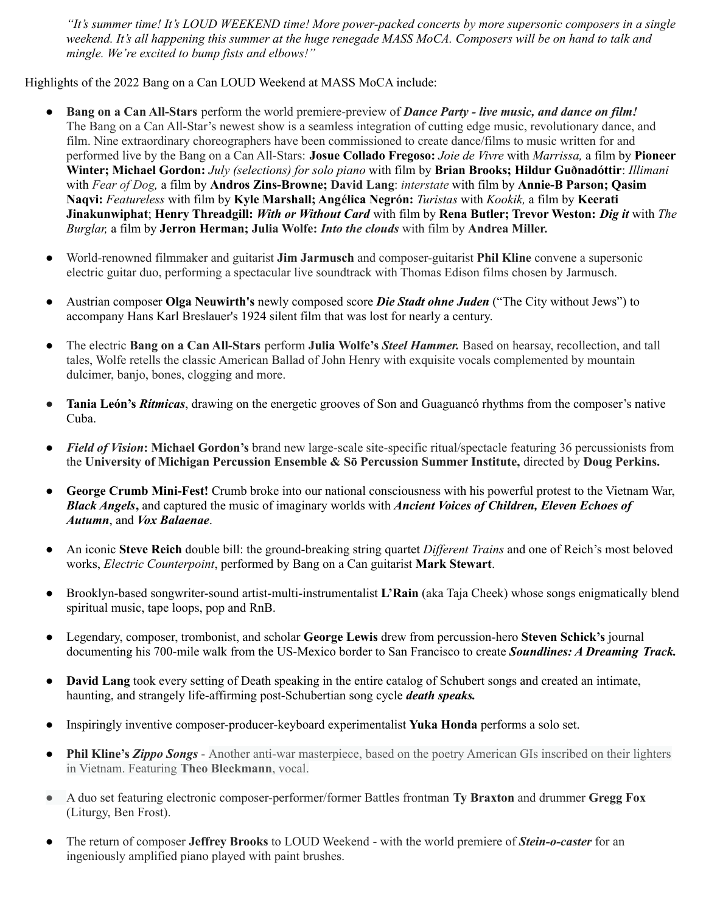*"It's summer time! It's LOUD WEEKEND time! More power-packed concerts by more supersonic composers in a single weekend. It's all happening this summer at the huge renegade MASS MoCA. Composers will be on hand to talk and mingle. We're excited to bump fists and elbows!"*

Highlights of the 2022 Bang on a Can LOUD Weekend at MASS MoCA include:

- **Bang on a Can All-Stars** perform the world premiere-preview of ***Dance Party - live music, and dance on film!*** The Bang on a Can All-Star's newest show is a seamless integration of cutting edge music, revolutionary dance, and film. Nine extraordinary choreographers have been commissioned to create dance/films to music written for and performed live by the Bang on a Can All-Stars: **Josue Collado Fregoso:** *Joie de Vivre* with *Marrissa,* a film by **Pioneer Winter; Michael Gordon:** *July (selections) for solo piano* with film by **Brian Brooks; Hildur Guðnadóttir**: *Illimani* with *Fear of Dog,* a film by **Andros Zins-Browne; David Lang**: *interstate* with film by **Annie-B Parson; Qasim Naqvi:** *Featureless* with film by **Kyle Marshall; Angélica Negrón:** *Turistas* with *Kookik,* a film by **Keerati Jinakunwiphat**; **Henry Threadgill:** ***With or Without Card*** with film by **Rena Butler; Trevor Weston:** ***Dig it*** with *The Burglar,* a film by **Jerron Herman; Julia Wolfe:** ***Into the clouds*** with film by **Andrea Miller.**

- World-renowned filmmaker and guitarist **Jim Jarmusch** and composer-guitarist **Phil Kline** convene a supersonic electric guitar duo, performing a spectacular live soundtrack with Thomas Edison films chosen by Jarmusch.

- Austrian composer **Olga Neuwirth's** newly composed score ***Die Stadt ohne Juden*** ("The City without Jews") to accompany Hans Karl Breslauer's 1924 silent film that was lost for nearly a century.

- The electric **Bang on a Can All-Stars** perform **Julia Wolfe's** ***Steel Hammer.*** Based on hearsay, recollection, and tall tales, Wolfe retells the classic American Ballad of John Henry with exquisite vocals complemented by mountain dulcimer, banjo, bones, clogging and more.

- **Tania León's** ***Rítmicas***, drawing on the energetic grooves of Son and Guaguancó rhythms from the composer's native Cuba.

- ***Field of Vision*****: Michael Gordon's** brand new large-scale site-specific ritual/spectacle featuring 36 percussionists from the **University of Michigan Percussion Ensemble & Sō Percussion Summer Institute,** directed by **Doug Perkins.**

- **George Crumb Mini-Fest!** Crumb broke into our national consciousness with his powerful protest to the Vietnam War, ***Black Angels*****,** and captured the music of imaginary worlds with ***Ancient Voices of Children, Eleven Echoes of Autumn***, and ***Vox Balaenae***.

- An iconic **Steve Reich** double bill: the ground-breaking string quartet *Different Trains* and one of Reich's most beloved works, *Electric Counterpoint*, performed by Bang on a Can guitarist **Mark Stewart**.

- Brooklyn-based songwriter-sound artist-multi-instrumentalist **L'Rain** (aka Taja Cheek) whose songs enigmatically blend spiritual music, tape loops, pop and RnB.

- Legendary, composer, trombonist, and scholar **George Lewis** drew from percussion-hero **Steven Schick's** journal documenting his 700-mile walk from the US-Mexico border to San Francisco to create ***Soundlines: A Dreaming Track.***

- **David Lang** took every setting of Death speaking in the entire catalog of Schubert songs and created an intimate, haunting, and strangely life-affirming post-Schubertian song cycle ***death speaks.***

- Inspiringly inventive composer-producer-keyboard experimentalist **Yuka Honda** performs a solo set.

- **Phil Kline's** ***Zippo Songs*** - Another anti-war masterpiece, based on the poetry American GIs inscribed on their lighters in Vietnam. Featuring **Theo Bleckmann**, vocal.

- A duo set featuring electronic composer-performer/former Battles frontman **Ty Braxton** and drummer **Gregg Fox** (Liturgy, Ben Frost).

- The return of composer **Jeffrey Brooks** to LOUD Weekend - with the world premiere of ***Stein-o-caster*** for an ingeniously amplified piano played with paint brushes.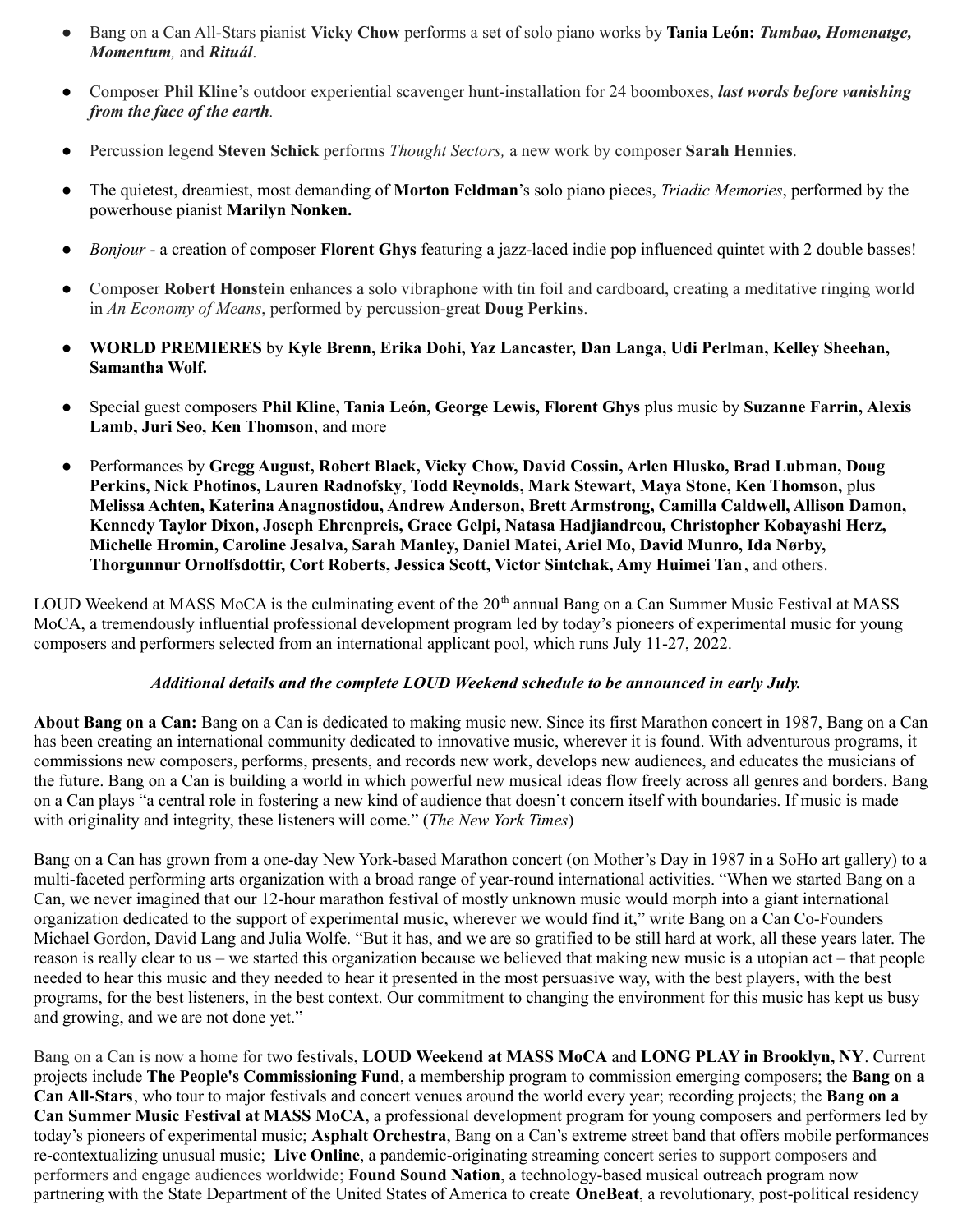- Bang on a Can All-Stars pianist **Vicky Chow** performs a set of solo piano works by **Tania León:** ***Tumbao, Homenatge, Momentum,*** and ***Rituál***.

- Composer **Phil Kline**'s outdoor experiential scavenger hunt-installation for 24 boomboxes, ***last words before vanishing from the face of the earth***.

- Percussion legend **Steven Schick** performs *Thought Sectors,* a new work by composer **Sarah Hennies**.

- The quietest, dreamiest, most demanding of **Morton Feldman**'s solo piano pieces, *Triadic Memories*, performed by the powerhouse pianist **Marilyn Nonken.**

- *Bonjour* - a creation of composer **Florent Ghys** featuring a jazz-laced indie pop influenced quintet with 2 double basses!

- Composer **Robert Honstein** enhances a solo vibraphone with tin foil and cardboard, creating a meditative ringing world in *An Economy of Means*, performed by percussion-great **Doug Perkins**.

- **WORLD PREMIERES** by **Kyle Brenn, Erika Dohi, Yaz Lancaster, Dan Langa, Udi Perlman, Kelley Sheehan, Samantha Wolf.**

- Special guest composers **Phil Kline, Tania León, George Lewis, Florent Ghys** plus music by **Suzanne Farrin, Alexis Lamb, Juri Seo, Ken Thomson**, and more

- Performances by **Gregg August, Robert Black, Vicky Chow, David Cossin, Arlen Hlusko, Brad Lubman, Doug Perkins, Nick Photinos, Lauren Radnofsky**, **Todd Reynolds, Mark Stewart, Maya Stone, Ken Thomson,** plus **Melissa Achten, Katerina Anagnostidou, Andrew Anderson, Brett Armstrong, Camilla Caldwell, Allison Damon, Kennedy Taylor Dixon, Joseph Ehrenpreis, Grace Gelpi, Natasa Hadjiandreou, Christopher Kobayashi Herz, Michelle Hromin, Caroline Jesalva, Sarah Manley, Daniel Matei, Ariel Mo, David Munro, Ida Nørby, Thorgunnur Ornolfsdottir, Cort Roberts, Jessica Scott, Victor Sintchak, Amy Huimei Tan**, and others.

LOUD Weekend at MASS MoCA is the culminating event of the 20th annual Bang on a Can Summer Music Festival at MASS MoCA, a tremendously influential professional development program led by today's pioneers of experimental music for young composers and performers selected from an international applicant pool, which runs July 11-27, 2022.

***Additional details and the complete LOUD Weekend schedule to be announced in early July.***

**About Bang on a Can:** Bang on a Can is dedicated to making music new. Since its first Marathon concert in 1987, Bang on a Can has been creating an international community dedicated to innovative music, wherever it is found. With adventurous programs, it commissions new composers, performs, presents, and records new work, develops new audiences, and educates the musicians of the future. Bang on a Can is building a world in which powerful new musical ideas flow freely across all genres and borders. Bang on a Can plays "a central role in fostering a new kind of audience that doesn't concern itself with boundaries. If music is made with originality and integrity, these listeners will come." (*The New York Times*)

Bang on a Can has grown from a one-day New York-based Marathon concert (on Mother's Day in 1987 in a SoHo art gallery) to a multi-faceted performing arts organization with a broad range of year-round international activities. "When we started Bang on a Can, we never imagined that our 12-hour marathon festival of mostly unknown music would morph into a giant international organization dedicated to the support of experimental music, wherever we would find it," write Bang on a Can Co-Founders Michael Gordon, David Lang and Julia Wolfe. "But it has, and we are so gratified to be still hard at work, all these years later. The reason is really clear to us – we started this organization because we believed that making new music is a utopian act – that people needed to hear this music and they needed to hear it presented in the most persuasive way, with the best players, with the best programs, for the best listeners, in the best context. Our commitment to changing the environment for this music has kept us busy and growing, and we are not done yet."

Bang on a Can is now a home for two festivals, **LOUD Weekend at MASS MoCA** and **LONG PLAY in Brooklyn, NY**. Current projects include **The People's Commissioning Fund**, a membership program to commission emerging composers; the **Bang on a Can All-Stars**, who tour to major festivals and concert venues around the world every year; recording projects; the **Bang on a Can Summer Music Festival at MASS MoCA**, a professional development program for young composers and performers led by today's pioneers of experimental music; **Asphalt Orchestra**, Bang on a Can's extreme street band that offers mobile performances re-contextualizing unusual music; **Live Online**, a pandemic-originating streaming concert series to support composers and performers and engage audiences worldwide; **Found Sound Nation**, a technology-based musical outreach program now partnering with the State Department of the United States of America to create **OneBeat**, a revolutionary, post-political residency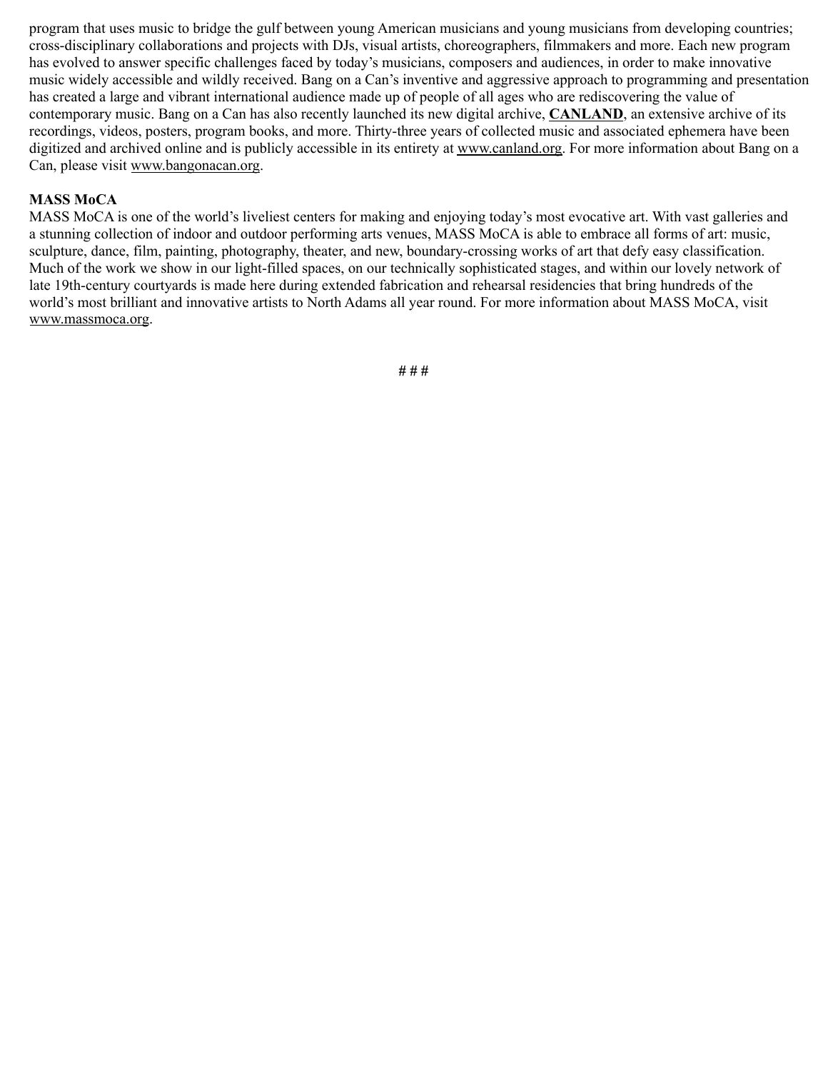program that uses music to bridge the gulf between young American musicians and young musicians from developing countries; cross-disciplinary collaborations and projects with DJs, visual artists, choreographers, filmmakers and more. Each new program has evolved to answer specific challenges faced by today's musicians, composers and audiences, in order to make innovative music widely accessible and wildly received. Bang on a Can's inventive and aggressive approach to programming and presentation has created a large and vibrant international audience made up of people of all ages who are rediscovering the value of contemporary music. Bang on a Can has also recently launched its new digital archive, **CANLAND**, an extensive archive of its recordings, videos, posters, program books, and more. Thirty-three years of collected music and associated ephemera have been digitized and archived online and is publicly accessible in its entirety at www.canland.org. For more information about Bang on a Can, please visit www.bangonacan.org.

**MASS MoCA**

MASS MoCA is one of the world's liveliest centers for making and enjoying today's most evocative art. With vast galleries and a stunning collection of indoor and outdoor performing arts venues, MASS MoCA is able to embrace all forms of art: music, sculpture, dance, film, painting, photography, theater, and new, boundary-crossing works of art that defy easy classification. Much of the work we show in our light-filled spaces, on our technically sophisticated stages, and within our lovely network of late 19th-century courtyards is made here during extended fabrication and rehearsal residencies that bring hundreds of the world's most brilliant and innovative artists to North Adams all year round. For more information about MASS MoCA, visit www.massmoca.org.

# # #